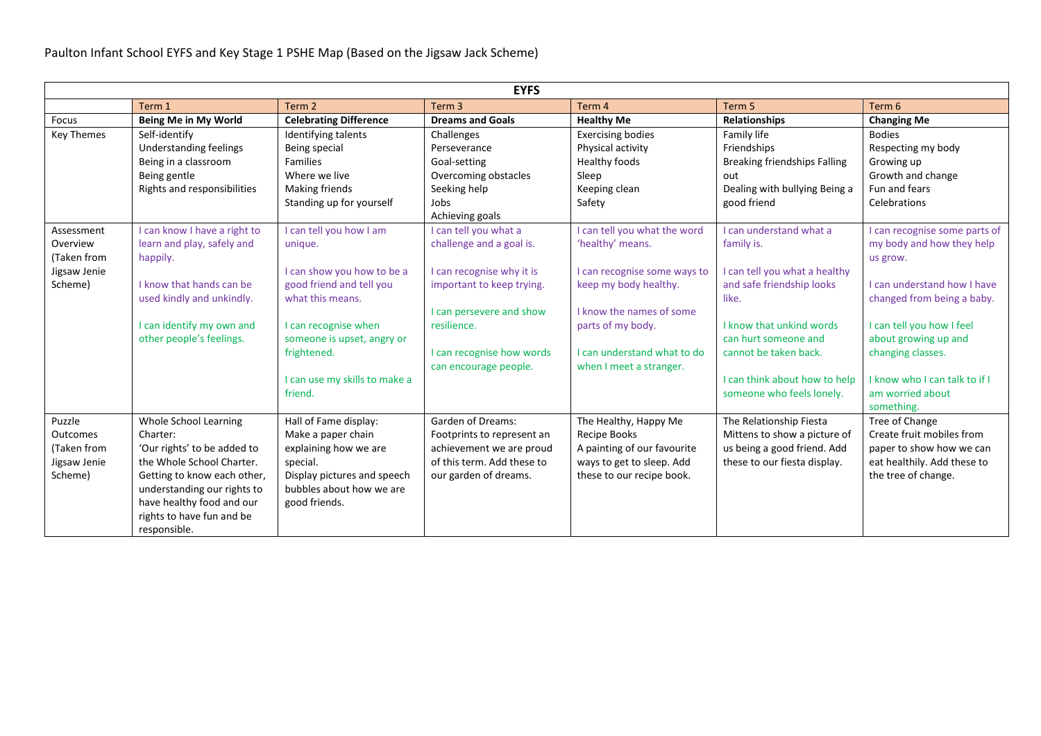Paulton Infant School EYFS and Key Stage 1 PSHE Map (Based on the Jigsaw Jack Scheme)

| EYFS | | | | | | |
|---|---|---|---|---|---|---|
| | Term 1 | Term 2 | Term 3 | Term 4 | Term 5 | Term 6 |
| Focus | **Being Me in My World** | **Celebrating Difference** | **Dreams and Goals** | **Healthy Me** | **Relationships** | **Changing Me** |
| Key Themes | Self-identify<br>Understanding feelings<br>Being in a classroom<br>Being gentle<br>Rights and responsibilities | Identifying talents<br>Being special<br>Families<br>Where we live<br>Making friends<br>Standing up for yourself | Challenges<br>Perseverance<br>Goal-setting<br>Overcoming obstacles<br>Seeking help<br>Jobs<br>Achieving goals | Exercising bodies<br>Physical activity<br>Healthy foods<br>Sleep<br>Keeping clean<br>Safety | Family life<br>Friendships<br>Breaking friendships Falling out<br>Dealing with bullying Being a good friend | Bodies<br>Respecting my body<br>Growing up<br>Growth and change<br>Fun and fears<br>Celebrations |
| Assessment Overview (Taken from Jigsaw Jenie Scheme) | I can know I have a right to learn and play, safely and happily.<br><br>I know that hands can be used kindly and unkindly.<br><br>I can identify my own and other people's feelings. | I can tell you how I am unique.<br><br>I can show you how to be a good friend and tell you what this means.<br><br>I can recognise when someone is upset, angry or frightened.<br><br>I can use my skills to make a friend. | I can tell you what a challenge and a goal is.<br><br>I can recognise why it is important to keep trying.<br><br>I can persevere and show resilience.<br><br>I can recognise how words can encourage people. | I can tell you what the word 'healthy' means.<br><br>I can recognise some ways to keep my body healthy.<br><br>I know the names of some parts of my body.<br><br>I can understand what to do when I meet a stranger. | I can understand what a family is.<br><br>I can tell you what a healthy and safe friendship looks like.<br><br>I know that unkind words can hurt someone and cannot be taken back.<br><br>I can think about how to help someone who feels lonely. | I can recognise some parts of my body and how they help us grow.<br><br>I can understand how I have changed from being a baby.<br><br>I can tell you how I feel about growing up and changing classes.<br><br>I know who I can talk to if I am worried about something. |
| Puzzle Outcomes (Taken from Jigsaw Jenie Scheme) | Whole School Learning Charter:<br>'Our rights' to be added to the Whole School Charter. Getting to know each other, understanding our rights to have healthy food and our rights to have fun and be responsible. | Hall of Fame display:<br>Make a paper chain explaining how we are special.<br>Display pictures and speech bubbles about how we are good friends. | Garden of Dreams:<br>Footprints to represent an achievement we are proud of this term. Add these to our garden of dreams. | The Healthy, Happy Me Recipe Books<br>A painting of our favourite ways to get to sleep. Add these to our recipe book. | The Relationship Fiesta<br>Mittens to show a picture of us being a good friend. Add these to our fiesta display. | Tree of Change<br>Create fruit mobiles from paper to show how we can eat healthily. Add these to the tree of change. |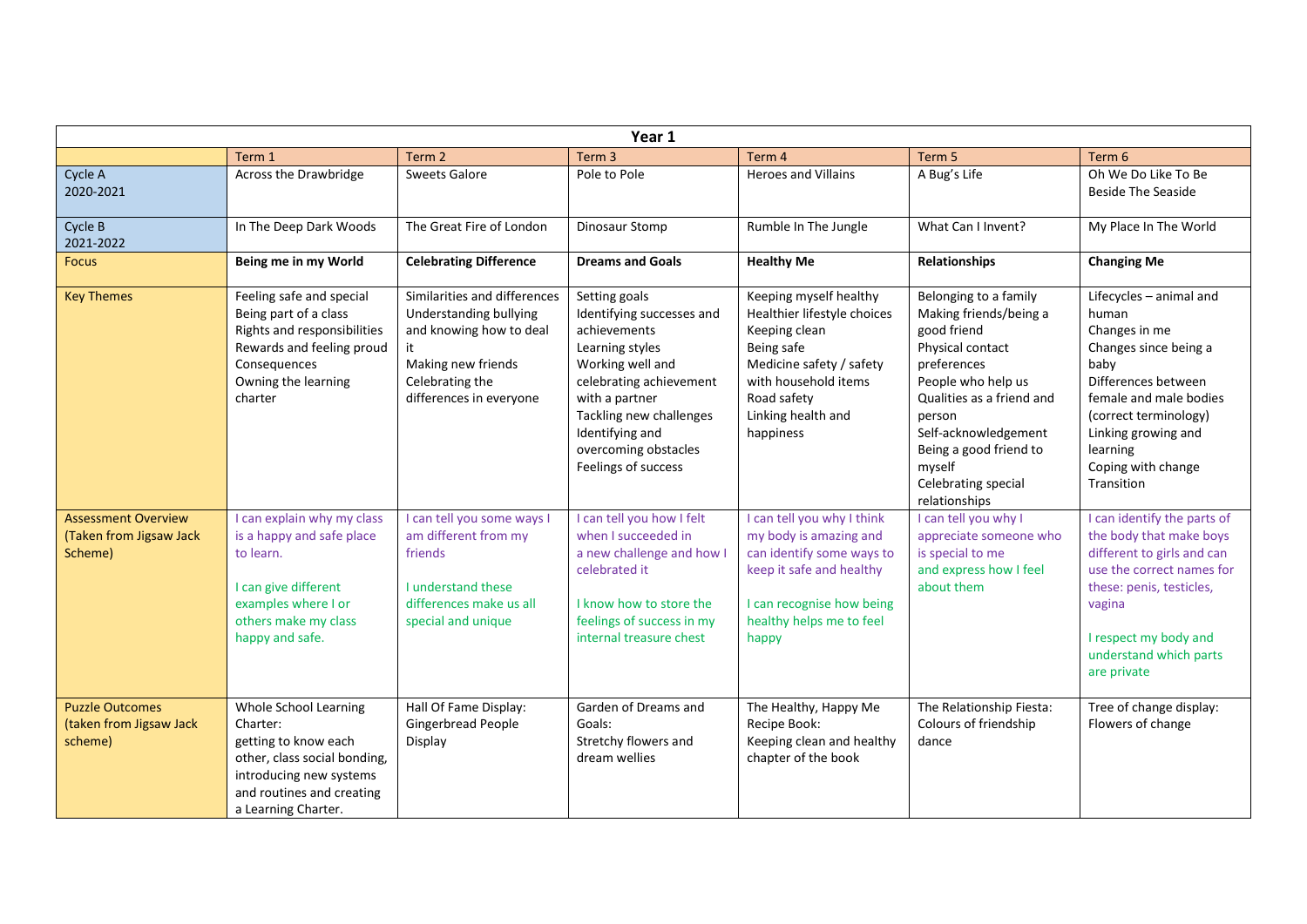| Year 1 | | | | | | |
|---|---|---|---|---|---|---|
| | Term 1 | Term 2 | Term 3 | Term 4 | Term 5 | Term 6 |
| Cycle A 2020-2021 | Across the Drawbridge | Sweets Galore | Pole to Pole | Heroes and Villains | A Bug's Life | Oh We Do Like To Be Beside The Seaside |
| Cycle B 2021-2022 | In The Deep Dark Woods | The Great Fire of London | Dinosaur Stomp | Rumble In The Jungle | What Can I Invent? | My Place In The World |
| Focus | **Being me in my World** | **Celebrating Difference** | **Dreams and Goals** | **Healthy Me** | **Relationships** | **Changing Me** |
| Key Themes | Feeling safe and special<br>Being part of a class<br>Rights and responsibilities<br>Rewards and feeling proud<br>Consequences<br>Owning the learning charter | Similarities and differences<br>Understanding bullying and knowing how to deal it<br>Making new friends<br>Celebrating the differences in everyone | Setting goals<br>Identifying successes and achievements<br>Learning styles<br>Working well and celebrating achievement with a partner<br>Tackling new challenges<br>Identifying and overcoming obstacles<br>Feelings of success | Keeping myself healthy<br>Healthier lifestyle choices<br>Keeping clean<br>Being safe<br>Medicine safety / safety with household items<br>Road safety<br>Linking health and happiness | Belonging to a family<br>Making friends/being a good friend<br>Physical contact preferences<br>People who help us<br>Qualities as a friend and person<br>Self-acknowledgement<br>Being a good friend to myself<br>Celebrating special relationships | Lifecycles – animal and human<br>Changes in me<br>Changes since being a baby<br>Differences between female and male bodies (correct terminology)<br>Linking growing and learning<br>Coping with change<br>Transition |
| Assessment Overview (Taken from Jigsaw Jack Scheme) | I can explain why my class is a happy and safe place to learn.<br><br>I can give different examples where I or others make my class happy and safe. | I can tell you some ways I am different from my friends<br><br>I understand these differences make us all special and unique | I can tell you how I felt when I succeeded in a new challenge and how I celebrated it<br><br>I know how to store the feelings of success in my internal treasure chest | I can tell you why I think my body is amazing and can identify some ways to keep it safe and healthy<br><br>I can recognise how being healthy helps me to feel happy | I can tell you why I appreciate someone who is special to me and express how I feel about them | I can identify the parts of the body that make boys different to girls and can use the correct names for these: penis, testicles, vagina<br><br>I respect my body and understand which parts are private |
| Puzzle Outcomes (taken from Jigsaw Jack scheme) | Whole School Learning Charter:<br>getting to know each other, class social bonding, introducing new systems and routines and creating a Learning Charter. | Hall Of Fame Display:<br>Gingerbread People Display | Garden of Dreams and Goals:<br>Stretchy flowers and dream wellies | The Healthy, Happy Me Recipe Book:<br>Keeping clean and healthy chapter of the book | The Relationship Fiesta:<br>Colours of friendship dance | Tree of change display:<br>Flowers of change |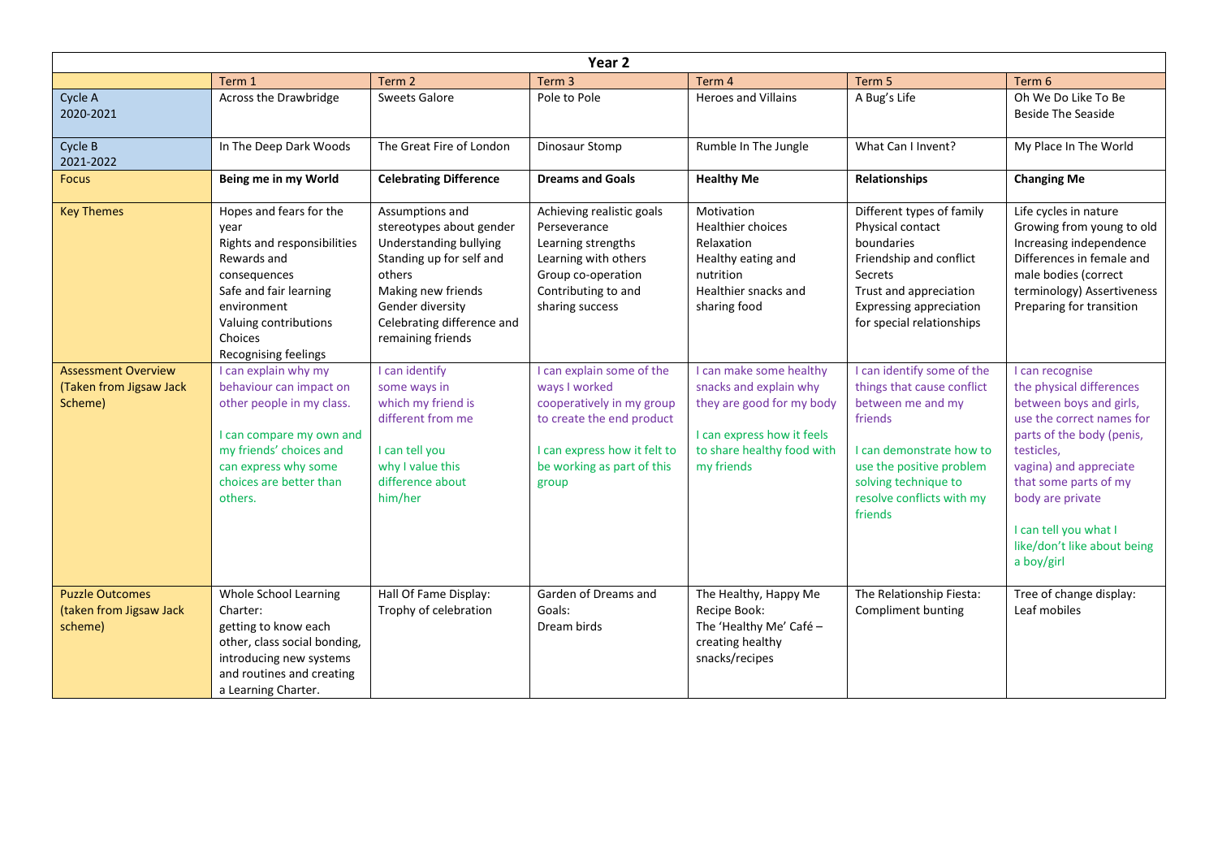| Year 2 | | | | | | |
|---|---|---|---|---|---|---|
| | Term 1 | Term 2 | Term 3 | Term 4 | Term 5 | Term 6 |
| Cycle A 2020-2021 | Across the Drawbridge | Sweets Galore | Pole to Pole | Heroes and Villains | A Bug's Life | Oh We Do Like To Be Beside The Seaside |
| Cycle B 2021-2022 | In The Deep Dark Woods | The Great Fire of London | Dinosaur Stomp | Rumble In The Jungle | What Can I Invent? | My Place In The World |
| Focus | **Being me in my World** | **Celebrating Difference** | **Dreams and Goals** | **Healthy Me** | **Relationships** | **Changing Me** |
| Key Themes | Hopes and fears for the year<br>Rights and responsibilities<br>Rewards and consequences<br>Safe and fair learning environment<br>Valuing contributions<br>Choices<br>Recognising feelings | Assumptions and stereotypes about gender<br>Understanding bullying<br>Standing up for self and others<br>Making new friends<br>Gender diversity<br>Celebrating difference and remaining friends | Achieving realistic goals<br>Perseverance<br>Learning strengths<br>Learning with others<br>Group co-operation<br>Contributing to and sharing success | Motivation<br>Healthier choices<br>Relaxation<br>Healthy eating and nutrition<br>Healthier snacks and sharing food | Different types of family<br>Physical contact boundaries<br>Friendship and conflict<br>Secrets<br>Trust and appreciation<br>Expressing appreciation for special relationships | Life cycles in nature<br>Growing from young to old<br>Increasing independence<br>Differences in female and male bodies (correct terminology) Assertiveness<br>Preparing for transition |
| Assessment Overview (Taken from Jigsaw Jack Scheme) | I can explain why my behaviour can impact on other people in my class.<br><br>I can compare my own and my friends' choices and can express why some choices are better than others. | I can identify some ways in which my friend is different from me<br><br>I can tell you why I value this difference about him/her | I can explain some of the ways I worked cooperatively in my group to create the end product<br><br>I can express how it felt to be working as part of this group | I can make some healthy snacks and explain why they are good for my body<br><br>I can express how it feels to share healthy food with my friends | I can identify some of the things that cause conflict between me and my friends<br><br>I can demonstrate how to use the positive problem solving technique to resolve conflicts with my friends | I can recognise the physical differences between boys and girls, use the correct names for parts of the body (penis, testicles, vagina) and appreciate that some parts of my body are private<br><br>I can tell you what I like/don't like about being a boy/girl |
| Puzzle Outcomes (taken from Jigsaw Jack scheme) | Whole School Learning Charter: getting to know each other, class social bonding, introducing new systems and routines and creating a Learning Charter. | Hall Of Fame Display: Trophy of celebration | Garden of Dreams and Goals: Dream birds | The Healthy, Happy Me Recipe Book: The 'Healthy Me' Café – creating healthy snacks/recipes | The Relationship Fiesta: Compliment bunting | Tree of change display: Leaf mobiles |